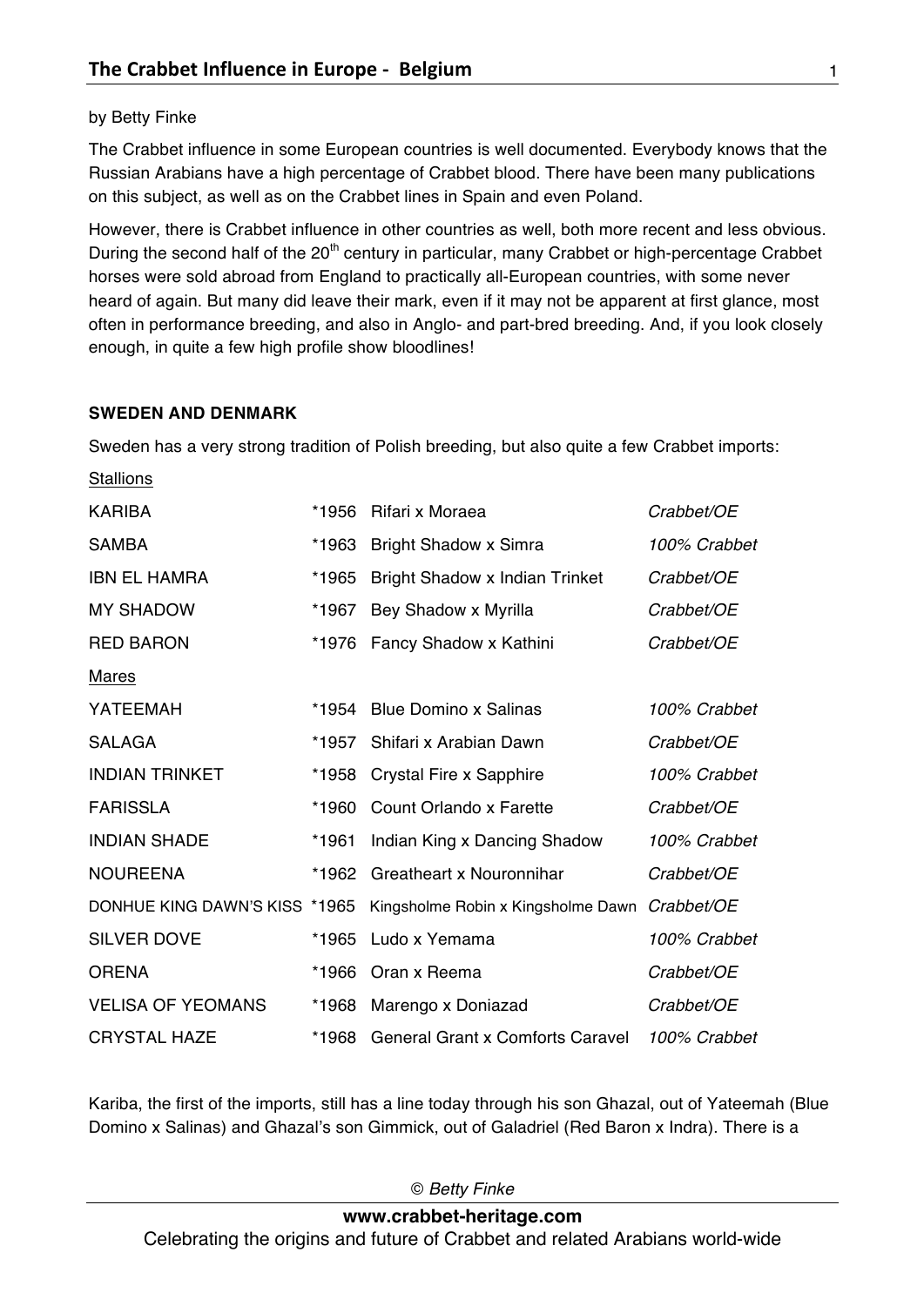# The Crabbet Influence in Europe - Belgium

by Betty Finke

The Crabbet influence in some European countries is well documented. Everybody knows that the Russian Arabians have a high percentage of Crabbet blood. There have been many publications on this subject, as well as on the Crabbet lines in Spain and even Poland.

However, there is Crabbet influence in other countries as well, both more recent and less obvious. During the second half of the 20th century in particular, many Crabbet or high-percentage Crabbet horses were sold abroad from England to practically all-European countries, with some never heard of again. But many did leave their mark, even if it may not be apparent at first glance, most often in performance breeding, and also in Anglo- and part-bred breeding. And, if you look closely enough, in quite a few high profile show bloodlines!

**SWEDEN AND DENMARK**

Sweden has a very strong tradition of Polish breeding, but also quite a few Crabbet imports:

| | | | |
|---|---|---|---|
| Stallions | | | |
| KARIBA | *1956 | Rifari x Moraea | *Crabbet/OE* |
| SAMBA | *1963 | Bright Shadow x Simra | *100% Crabbet* |
| IBN EL HAMRA | *1965 | Bright Shadow x Indian Trinket | *Crabbet/OE* |
| MY SHADOW | *1967 | Bey Shadow x Myrilla | *Crabbet/OE* |
| RED BARON | *1976 | Fancy Shadow x Kathini | *Crabbet/OE* |
| Mares | | | |
| YATEEMAH | *1954 | Blue Domino x Salinas | *100% Crabbet* |
| SALAGA | *1957 | Shifari x Arabian Dawn | *Crabbet/OE* |
| INDIAN TRINKET | *1958 | Crystal Fire x Sapphire | *100% Crabbet* |
| FARISSLA | *1960 | Count Orlando x Farette | *Crabbet/OE* |
| INDIAN SHADE | *1961 | Indian King x Dancing Shadow | *100% Crabbet* |
| NOUREENA | *1962 | Greatheart x Nouronnihar | *Crabbet/OE* |
| DONHUE KING DAWN'S KISS | *1965 | Kingsholme Robin x Kingsholme Dawn | *Crabbet/OE* |
| SILVER DOVE | *1965 | Ludo x Yemama | *100% Crabbet* |
| ORENA | *1966 | Oran x Reema | *Crabbet/OE* |
| VELISA OF YEOMANS | *1968 | Marengo x Doniazad | *Crabbet/OE* |
| CRYSTAL HAZE | *1968 | General Grant x Comforts Caravel | *100% Crabbet* |

Kariba, the first of the imports, still has a line today through his son Ghazal, out of Yateemah (Blue Domino x Salinas) and Ghazal's son Gimmick, out of Galadriel (Red Baron x Indra). There is a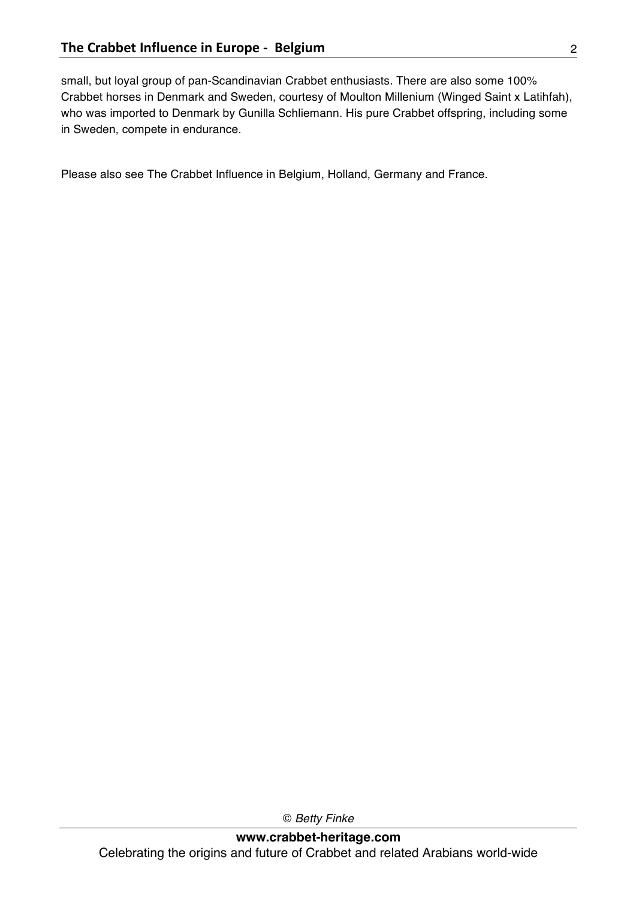small, but loyal group of pan-Scandinavian Crabbet enthusiasts. There are also some 100% Crabbet horses in Denmark and Sweden, courtesy of Moulton Millenium (Winged Saint x Latihfah), who was imported to Denmark by Gunilla Schliemann. His pure Crabbet offspring, including some in Sweden, compete in endurance.

Please also see The Crabbet Influence in Belgium, Holland, Germany and France.

*© Betty Finke*